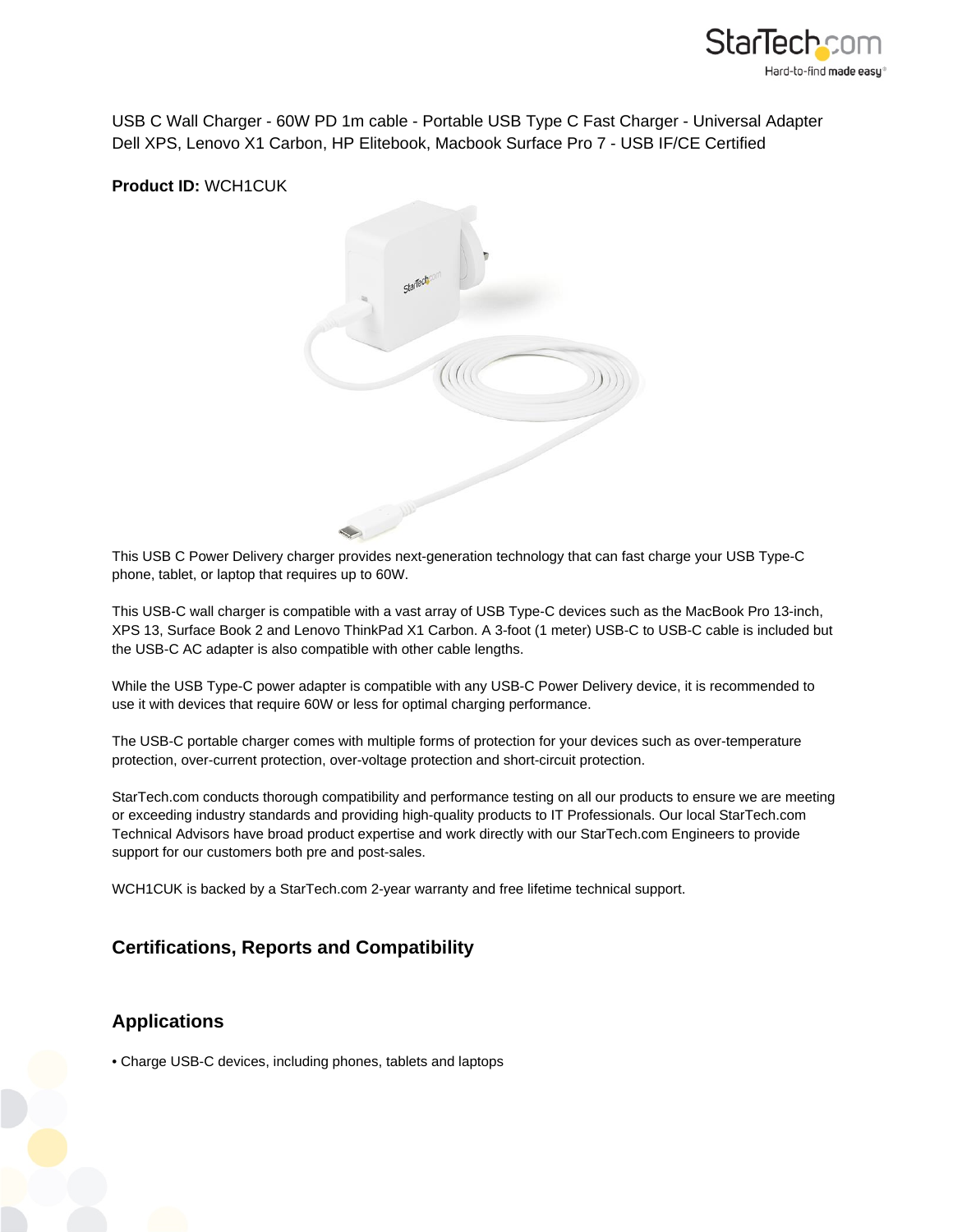USB C Wall Charger - 60W PD 1m cable - Portable USB Type C Fast Charger - Universal Adapter Dell XPS, Lenovo X1 Carbon, HP Elitebook, Macbook Surface Pro 7 - USB IF/CE Certified

**Product ID:** WCH1CUK

This USB C Power Delivery charger provides next-generation technology that can fast charge your USB Type-C phone, tablet, or laptop that requires up to 60W.

This USB-C wall charger is compatible with a vast array of USB Type-C devices such as the MacBook Pro 13-inch, XPS 13, Surface Book 2 and Lenovo ThinkPad X1 Carbon. A 3-foot (1 meter) USB-C to USB-C cable is included but the USB-C AC adapter is also compatible with other cable lengths.

While the USB Type-C power adapter is compatible with any USB-C Power Delivery device, it is recommended to use it with devices that require 60W or less for optimal charging performance.

The USB-C portable charger comes with multiple forms of protection for your devices such as over-temperature protection, over-current protection, over-voltage protection and short-circuit protection.

StarTech.com conducts thorough compatibility and performance testing on all our products to ensure we are meeting or exceeding industry standards and providing high-quality products to IT Professionals. Our local StarTech.com Technical Advisors have broad product expertise and work directly with our StarTech.com Engineers to provide support for our customers both pre and post-sales.

WCH1CUK is backed by a StarTech.com 2-year warranty and free lifetime technical support.

## Certifications, Reports and Compatibility

## Applications

- Charge USB-C devices, including phones, tablets and laptops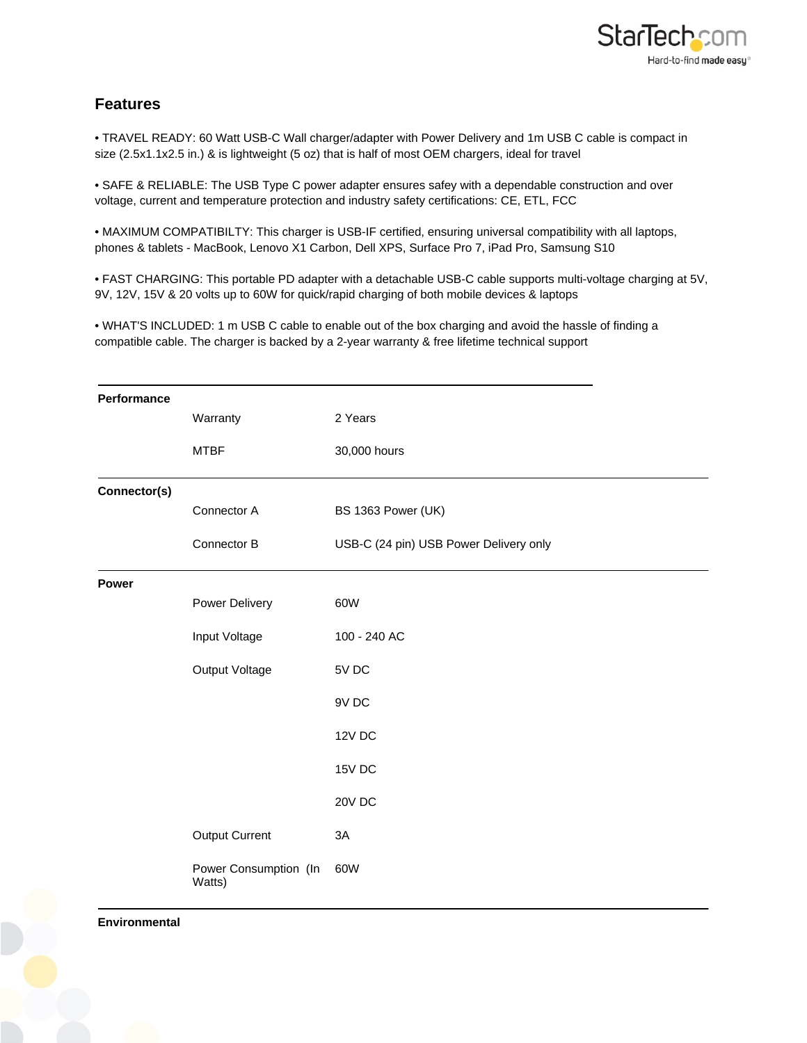## Features

- TRAVEL READY: 60 Watt USB-C Wall charger/adapter with Power Delivery and 1m USB C cable is compact in size (2.5x1.1x2.5 in.) & is lightweight (5 oz) that is half of most OEM chargers, ideal for travel

- SAFE & RELIABLE: The USB Type C power adapter ensures safey with a dependable construction and over voltage, current and temperature protection and industry safety certifications: CE, ETL, FCC

- MAXIMUM COMPATIBILTY: This charger is USB-IF certified, ensuring universal compatibility with all laptops, phones & tablets - MacBook, Lenovo X1 Carbon, Dell XPS, Surface Pro 7, iPad Pro, Samsung S10

- FAST CHARGING: This portable PD adapter with a detachable USB-C cable supports multi-voltage charging at 5V, 9V, 12V, 15V & 20 volts up to 60W for quick/rapid charging of both mobile devices & laptops

- WHAT'S INCLUDED: 1 m USB C cable to enable out of the box charging and avoid the hassle of finding a compatible cable. The charger is backed by a 2-year warranty & free lifetime technical support

| | | |
|---|---|---|
| **Performance** | | |
| | Warranty | 2 Years |
| | MTBF | 30,000 hours |
| **Connector(s)** | | |
| | Connector A | BS 1363 Power (UK) |
| | Connector B | USB-C (24 pin) USB Power Delivery only |
| **Power** | | |
| | Power Delivery | 60W |
| | Input Voltage | 100 - 240 AC |
| | Output Voltage | 5V DC |
| | | 9V DC |
| | | 12V DC |
| | | 15V DC |
| | | 20V DC |
| | Output Current | 3A |
| | Power Consumption (In Watts) | 60W |
| **Environmental** | | |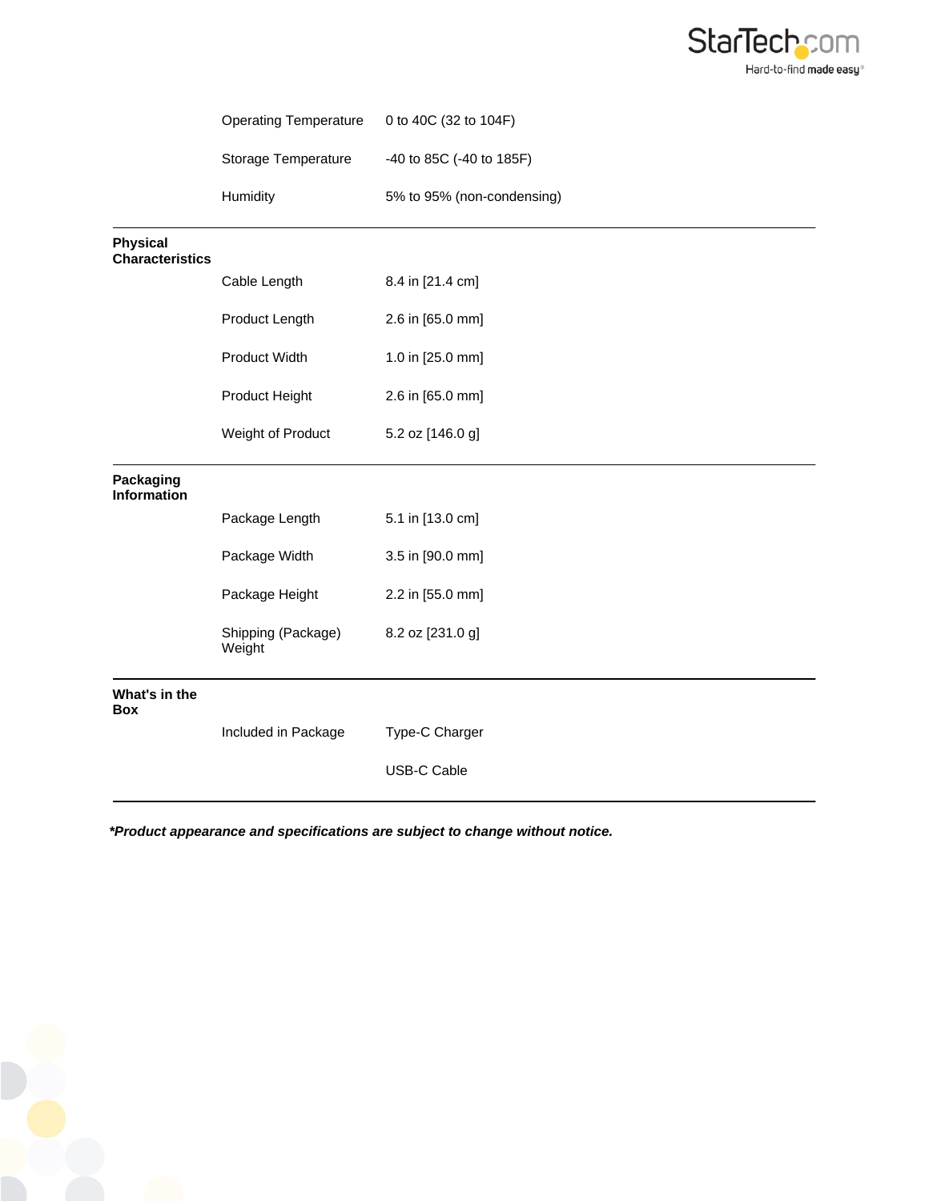| | | |
|---|---|---|
| | Operating Temperature | 0 to 40C (32 to 104F) |
| | Storage Temperature | -40 to 85C (-40 to 185F) |
| | Humidity | 5% to 95% (non-condensing) |
| **Physical Characteristics** | | |
| | Cable Length | 8.4 in [21.4 cm] |
| | Product Length | 2.6 in [65.0 mm] |
| | Product Width | 1.0 in [25.0 mm] |
| | Product Height | 2.6 in [65.0 mm] |
| | Weight of Product | 5.2 oz [146.0 g] |
| **Packaging Information** | | |
| | Package Length | 5.1 in [13.0 cm] |
| | Package Width | 3.5 in [90.0 mm] |
| | Package Height | 2.2 in [55.0 mm] |
| | Shipping (Package) Weight | 8.2 oz [231.0 g] |
| **What's in the Box** | | |
| | Included in Package | Type-C Charger |
| | | USB-C Cable |

***Product appearance and specifications are subject to change without notice.***